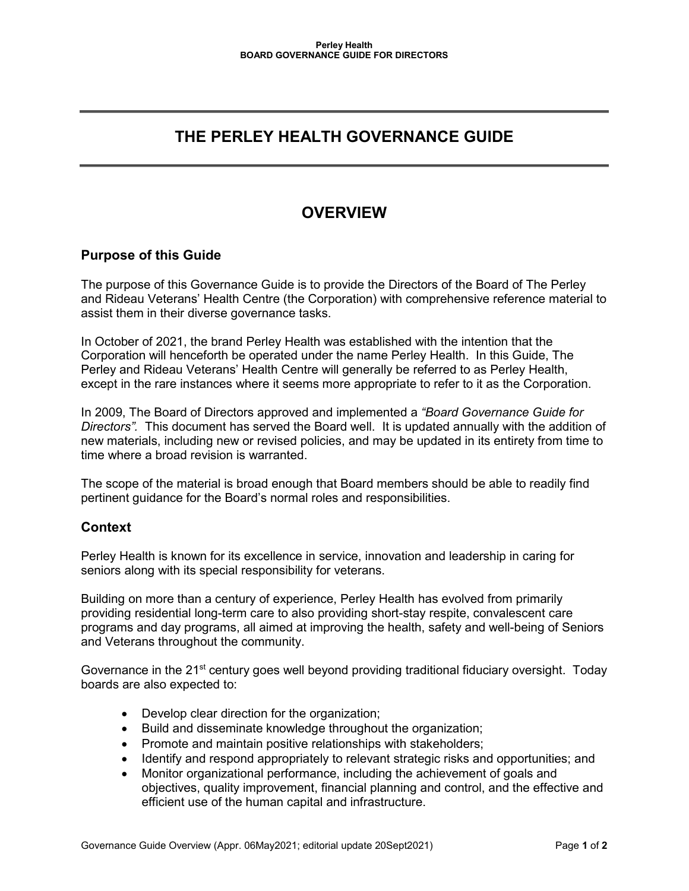# THE PERLEY HEALTH GOVERNANCE GUIDE

## OVERVIEW

### Purpose of this Guide

The purpose of this Governance Guide is to provide the Directors of the Board of The Perley and Rideau Veterans' Health Centre (the Corporation) with comprehensive reference material to assist them in their diverse governance tasks.

In October of 2021, the brand Perley Health was established with the intention that the Corporation will henceforth be operated under the name Perley Health. In this Guide, The Perley and Rideau Veterans' Health Centre will generally be referred to as Perley Health, except in the rare instances where it seems more appropriate to refer to it as the Corporation.

In 2009, The Board of Directors approved and implemented a *"Board Governance Guide for Directors"*. This document has served the Board well. It is updated annually with the addition of new materials, including new or revised policies, and may be updated in its entirety from time to time where a broad revision is warranted.

The scope of the material is broad enough that Board members should be able to readily find pertinent guidance for the Board's normal roles and responsibilities.

### Context

Perley Health is known for its excellence in service, innovation and leadership in caring for seniors along with its special responsibility for veterans.

Building on more than a century of experience, Perley Health has evolved from primarily providing residential long-term care to also providing short-stay respite, convalescent care programs and day programs, all aimed at improving the health, safety and well-being of Seniors and Veterans throughout the community.

Governance in the 21st century goes well beyond providing traditional fiduciary oversight. Today boards are also expected to:

- Develop clear direction for the organization;
- Build and disseminate knowledge throughout the organization;
- Promote and maintain positive relationships with stakeholders;
- Identify and respond appropriately to relevant strategic risks and opportunities; and
- Monitor organizational performance, including the achievement of goals and objectives, quality improvement, financial planning and control, and the effective and efficient use of the human capital and infrastructure.

Governance Guide Overview (Appr. 06May2021; editorial update 20Sept2021)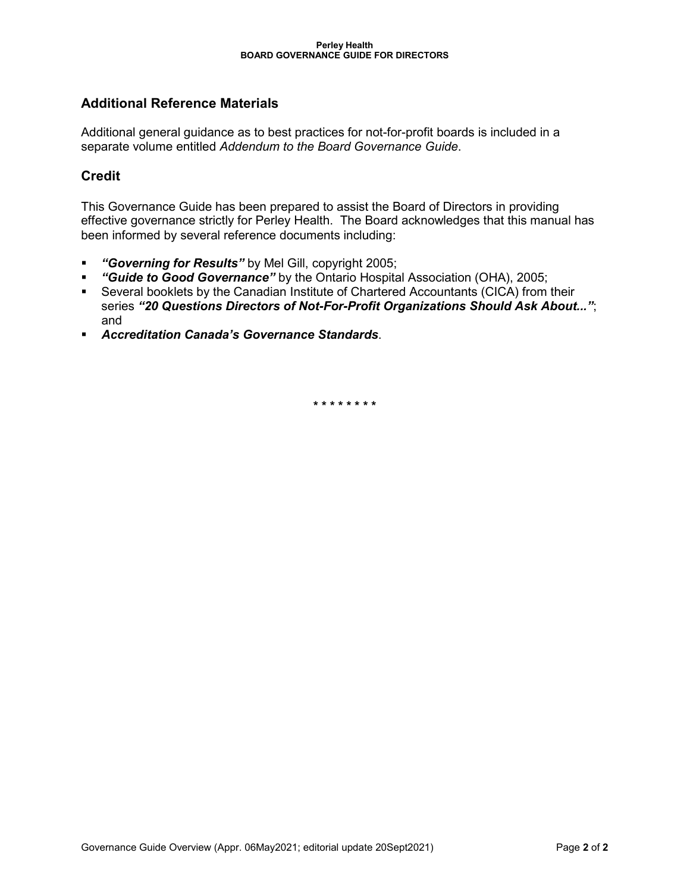## Additional Reference Materials

Additional general guidance as to best practices for not-for-profit boards is included in a separate volume entitled *Addendum to the Board Governance Guide*.

## Credit

This Governance Guide has been prepared to assist the Board of Directors in providing effective governance strictly for Perley Health. The Board acknowledges that this manual has been informed by several reference documents including:

- ***"Governing for Results"*** by Mel Gill, copyright 2005;
- ***"Guide to Good Governance"*** by the Ontario Hospital Association (OHA), 2005;
- Several booklets by the Canadian Institute of Chartered Accountants (CICA) from their series ***"20 Questions Directors of Not-For-Profit Organizations Should Ask About..."***; and
- ***Accreditation Canada's Governance Standards***.

\* \* \* \* \* \* \* \*